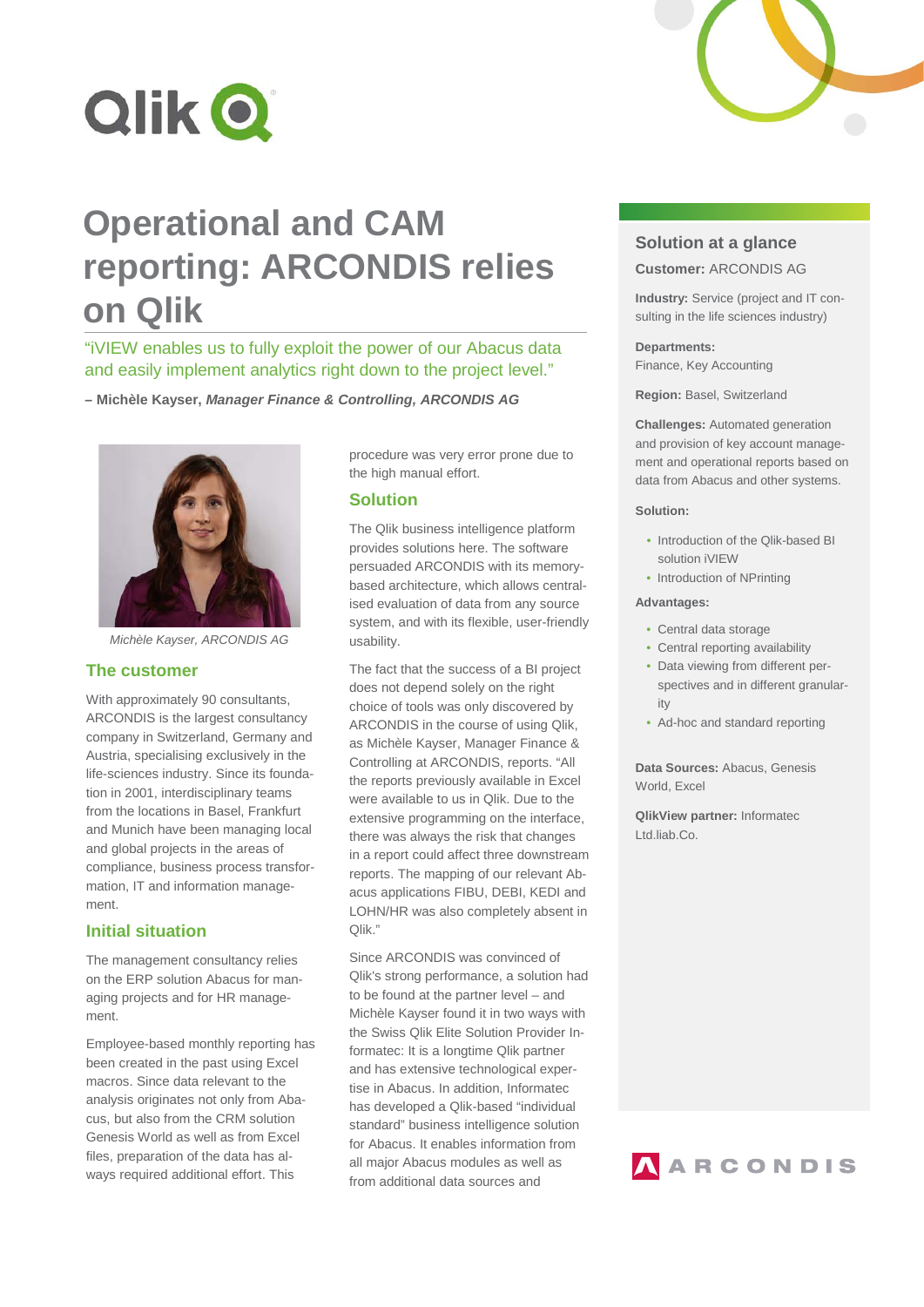# Operational and CAM reporting: ARCONDIS relies on Qlik

"iVIEW enables us to fully exploit the power of our Abacus data and easily implement analytics right down to the project level."

**– Michèle Kayser,** ***Manager Finance & Controlling, ARCONDIS AG***

*Michèle Kayser, ARCONDIS AG*

## The customer

With approximately 90 consultants, ARCONDIS is the largest consultancy company in Switzerland, Germany and Austria, specialising exclusively in the life-sciences industry. Since its foundation in 2001, interdisciplinary teams from the locations in Basel, Frankfurt and Munich have been managing local and global projects in the areas of compliance, business process transformation, IT and information management.

## Initial situation

The management consultancy relies on the ERP solution Abacus for managing projects and for HR management.

Employee-based monthly reporting has been created in the past using Excel macros. Since data relevant to the analysis originates not only from Abacus, but also from the CRM solution Genesis World as well as from Excel files, preparation of the data has always required additional effort. This procedure was very error prone due to the high manual effort.

## Solution

The Qlik business intelligence platform provides solutions here. The software persuaded ARCONDIS with its memory-based architecture, which allows centralised evaluation of data from any source system, and with its flexible, user-friendly usability.

The fact that the success of a BI project does not depend solely on the right choice of tools was only discovered by ARCONDIS in the course of using Qlik, as Michèle Kayser, Manager Finance & Controlling at ARCONDIS, reports. "All the reports previously available in Excel were available to us in Qlik. Due to the extensive programming on the interface, there was always the risk that changes in a report could affect three downstream reports. The mapping of our relevant Abacus applications FIBU, DEBI, KEDI and LOHN/HR was also completely absent in Qlik."

Since ARCONDIS was convinced of Qlik's strong performance, a solution had to be found at the partner level – and Michèle Kayser found it in two ways with the Swiss Qlik Elite Solution Provider Informatec: It is a longtime Qlik partner and has extensive technological expertise in Abacus. In addition, Informatec has developed a Qlik-based "individual standard" business intelligence solution for Abacus. It enables information from all major Abacus modules as well as from additional data sources and

## Solution at a glance

**Customer:** ARCONDIS AG

**Industry:** Service (project and IT consulting in the life sciences industry)

**Departments:** Finance, Key Accounting

**Region:** Basel, Switzerland

**Challenges:** Automated generation and provision of key account management and operational reports based on data from Abacus and other systems.

**Solution:**

- Introduction of the Qlik-based BI solution iVIEW
- Introduction of NPrinting

**Advantages:**

- Central data storage
- Central reporting availability
- Data viewing from different perspectives and in different granularity
- Ad-hoc and standard reporting

**Data Sources:** Abacus, Genesis World, Excel

**QlikView partner:** Informatec Ltd.liab.Co.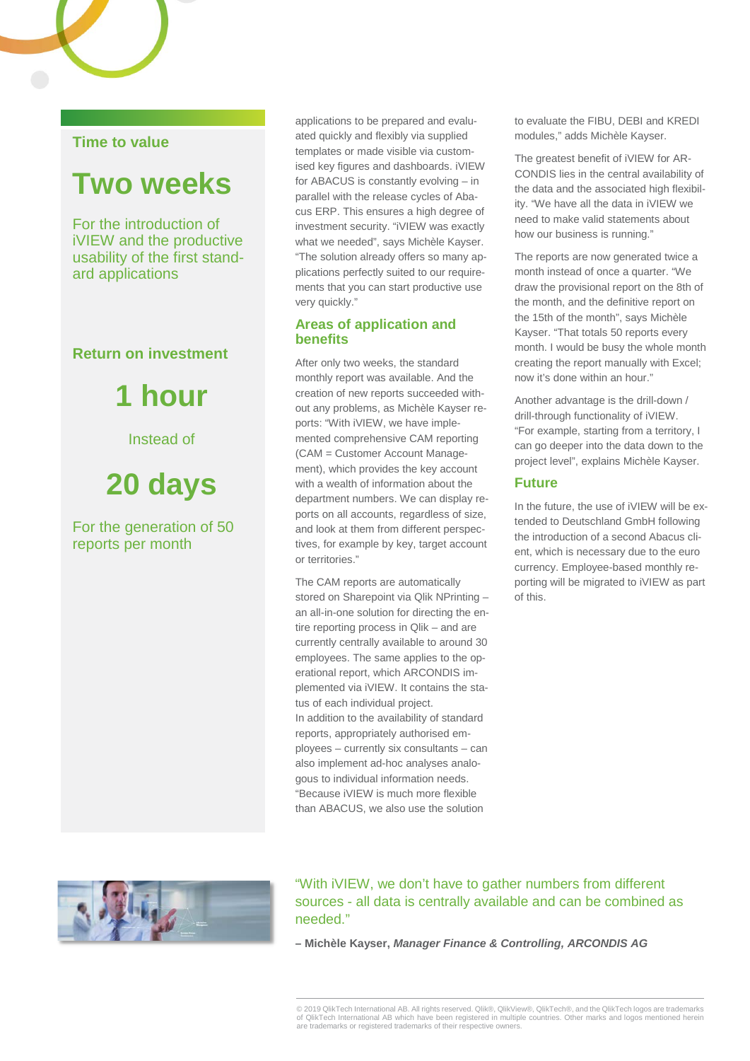**Time to value**

# Two weeks

For the introduction of iVIEW and the productive usability of the first standard applications

**Return on investment**

# 1 hour

Instead of

# 20 days

For the generation of 50 reports per month

applications to be prepared and evaluated quickly and flexibly via supplied templates or made visible via customised key figures and dashboards. iVIEW for ABACUS is constantly evolving – in parallel with the release cycles of Abacus ERP. This ensures a high degree of investment security. "iVIEW was exactly what we needed", says Michèle Kayser. "The solution already offers so many applications perfectly suited to our requirements that you can start productive use very quickly."

## Areas of application and benefits

After only two weeks, the standard monthly report was available. And the creation of new reports succeeded without any problems, as Michèle Kayser reports: "With iVIEW, we have implemented comprehensive CAM reporting (CAM = Customer Account Management), which provides the key account with a wealth of information about the department numbers. We can display reports on all accounts, regardless of size, and look at them from different perspectives, for example by key, target account or territories."

The CAM reports are automatically stored on Sharepoint via Qlik NPrinting – an all-in-one solution for directing the entire reporting process in Qlik – and are currently centrally available to around 30 employees. The same applies to the operational report, which ARCONDIS implemented via iVIEW. It contains the status of each individual project.
In addition to the availability of standard reports, appropriately authorised employees – currently six consultants – can also implement ad-hoc analyses analogous to individual information needs. "Because iVIEW is much more flexible than ABACUS, we also use the solution to evaluate the FIBU, DEBI and KREDI modules," adds Michèle Kayser.

The greatest benefit of iVIEW for ARCONDIS lies in the central availability of the data and the associated high flexibility. "We have all the data in iVIEW we need to make valid statements about how our business is running."

The reports are now generated twice a month instead of once a quarter. "We draw the provisional report on the 8th of the month, and the definitive report on the 15th of the month", says Michèle Kayser. "That totals 50 reports every month. I would be busy the whole month creating the report manually with Excel; now it's done within an hour."

Another advantage is the drill-down / drill-through functionality of iVIEW. "For example, starting from a territory, I can go deeper into the data down to the project level", explains Michèle Kayser.

## Future

In the future, the use of iVIEW will be extended to Deutschland GmbH following the introduction of a second Abacus client, which is necessary due to the euro currency. Employee-based monthly reporting will be migrated to iVIEW as part of this.

"With iVIEW, we don't have to gather numbers from different sources - all data is centrally available and can be combined as needed."

**– Michèle Kayser, *Manager Finance & Controlling, ARCONDIS AG***

© 2019 QlikTech International AB. All rights reserved. Qlik®, QlikView®, QlikTech®, and the QlikTech logos are trademarks of QlikTech International AB which have been registered in multiple countries. Other marks and logos mentioned herein are trademarks or registered trademarks of their respective owners.